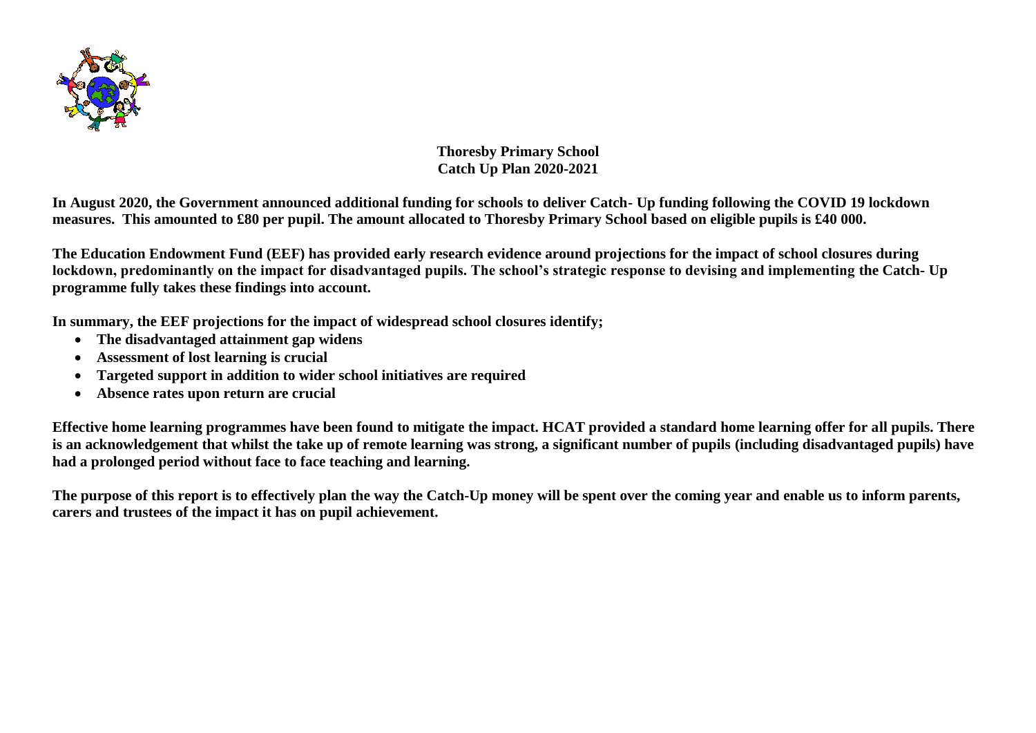**Thoresby Primary School**
**Catch Up Plan 2020-2021**

**In August 2020, the Government announced additional funding for schools to deliver Catch- Up funding following the COVID 19 lockdown measures. This amounted to £80 per pupil. The amount allocated to Thoresby Primary School based on eligible pupils is £40 000.**

**The Education Endowment Fund (EEF) has provided early research evidence around projections for the impact of school closures during lockdown, predominantly on the impact for disadvantaged pupils. The school's strategic response to devising and implementing the Catch- Up programme fully takes these findings into account.**

**In summary, the EEF projections for the impact of widespread school closures identify;**

- **The disadvantaged attainment gap widens**
- **Assessment of lost learning is crucial**
- **Targeted support in addition to wider school initiatives are required**
- **Absence rates upon return are crucial**

**Effective home learning programmes have been found to mitigate the impact. HCAT provided a standard home learning offer for all pupils. There is an acknowledgement that whilst the take up of remote learning was strong, a significant number of pupils (including disadvantaged pupils) have had a prolonged period without face to face teaching and learning.**

**The purpose of this report is to effectively plan the way the Catch-Up money will be spent over the coming year and enable us to inform parents, carers and trustees of the impact it has on pupil achievement.**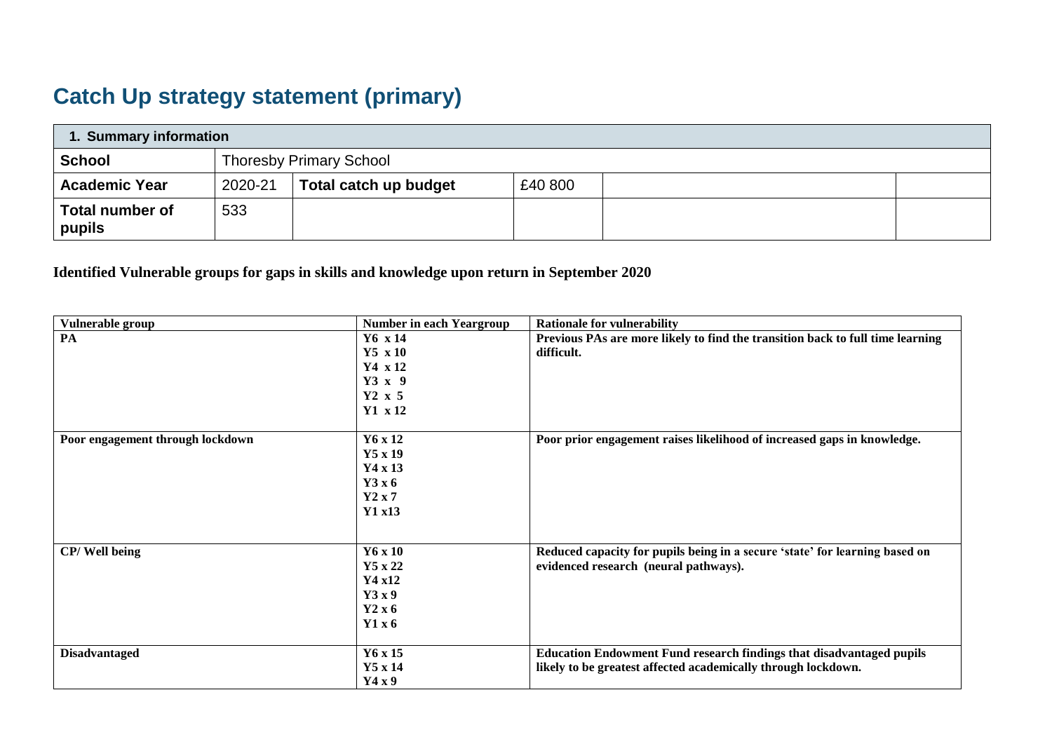# Catch Up strategy statement (primary)

| 1. Summary information | | | | | |
|---|---|---|---|---|---|
| **School** | Thoresby Primary School | | | | |
| **Academic Year** | 2020-21 | **Total catch up budget** | £40 800 | | |
| **Total number of pupils** | 533 | | | | |

**Identified Vulnerable groups for gaps in skills and knowledge upon return in September 2020**

| Vulnerable group | Number in each Yeargroup | Rationale for vulnerability |
|---|---|---|
| **PA** | **Y6 x 14**<br>**Y5 x 10**<br>**Y4 x 12**<br>**Y3 x 9**<br>**Y2 x 5**<br>**Y1 x 12** | **Previous PAs are more likely to find the transition back to full time learning difficult.** |
| **Poor engagement through lockdown** | **Y6 x 12**<br>**Y5 x 19**<br>**Y4 x 13**<br>**Y3 x 6**<br>**Y2 x 7**<br>**Y1 x13** | **Poor prior engagement raises likelihood of increased gaps in knowledge.** |
| **CP/ Well being** | **Y6 x 10**<br>**Y5 x 22**<br>**Y4 x12**<br>**Y3 x 9**<br>**Y2 x 6**<br>**Y1 x 6** | **Reduced capacity for pupils being in a secure 'state' for learning based on evidenced research (neural pathways).** |
| **Disadvantaged** | **Y6 x 15**<br>**Y5 x 14**<br>**Y4 x 9** | **Education Endowment Fund research findings that disadvantaged pupils likely to be greatest affected academically through lockdown.** |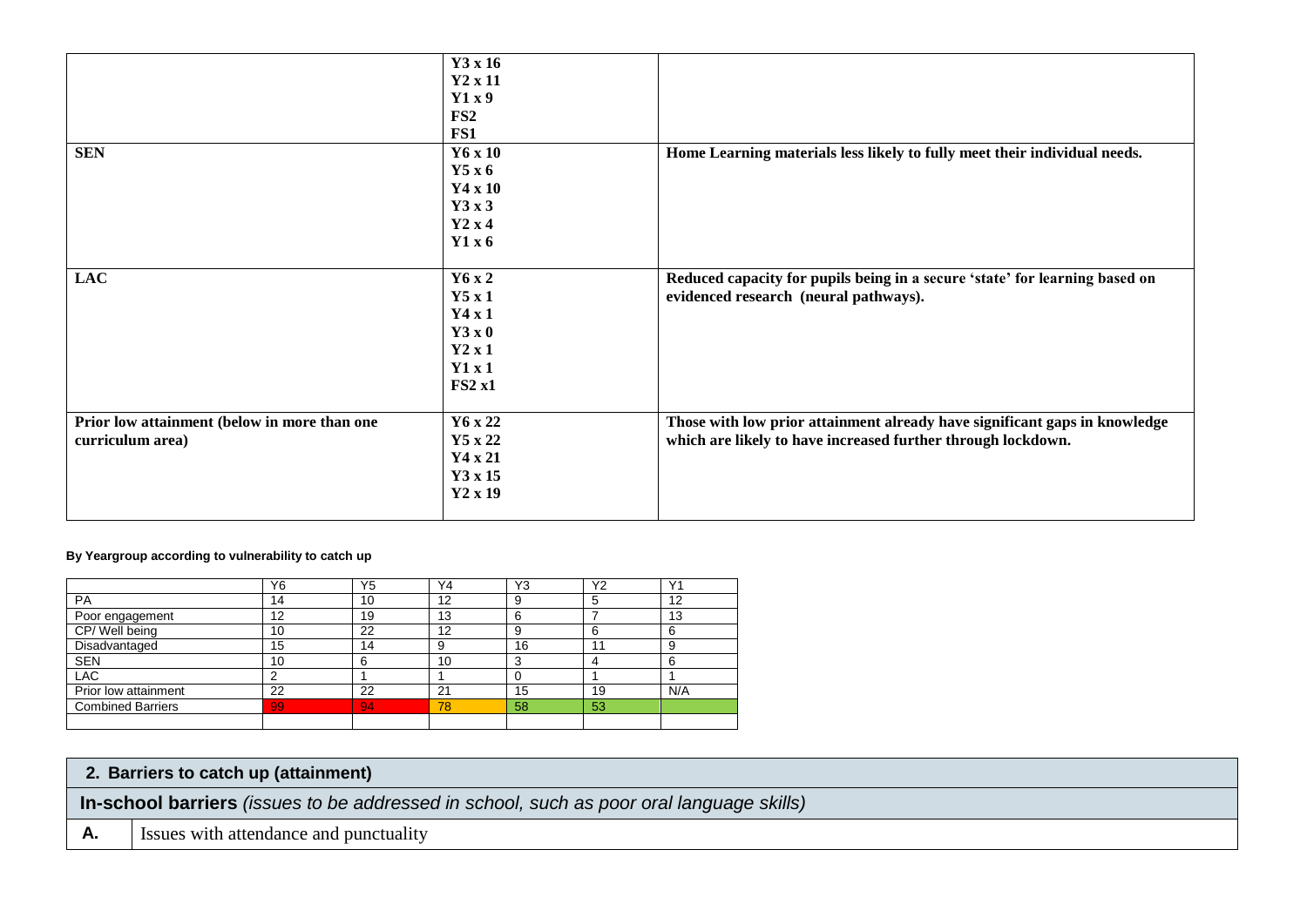| | | |
|---|---|---|
| | **Y3 x 16**<br>**Y2 x 11**<br>**Y1 x 9**<br>**FS2**<br>**FS1** | |
| **SEN** | **Y6 x 10**<br>**Y5 x 6**<br>**Y4 x 10**<br>**Y3 x 3**<br>**Y2 x 4**<br>**Y1 x 6** | **Home Learning materials less likely to fully meet their individual needs.** |
| **LAC** | **Y6 x 2**<br>**Y5 x 1**<br>**Y4 x 1**<br>**Y3 x 0**<br>**Y2 x 1**<br>**Y1 x 1**<br>**FS2 x1** | **Reduced capacity for pupils being in a secure 'state' for learning based on evidenced research (neural pathways).** |
| **Prior low attainment (below in more than one curriculum area)** | **Y6 x 22**<br>**Y5 x 22**<br>**Y4 x 21**<br>**Y3 x 15**<br>**Y2 x 19** | **Those with low prior attainment already have significant gaps in knowledge which are likely to have increased further through lockdown.** |

**By Yeargroup according to vulnerability to catch up**

| | Y6 | Y5 | Y4 | Y3 | Y2 | Y1 |
|---|---|---|---|---|---|---|
| PA | 14 | 10 | 12 | 9 | 5 | 12 |
| Poor engagement | 12 | 19 | 13 | 6 | 7 | 13 |
| CP/ Well being | 10 | 22 | 12 | 9 | 6 | 6 |
| Disadvantaged | 15 | 14 | 9 | 16 | 11 | 9 |
| SEN | 10 | 6 | 10 | 3 | 4 | 6 |
| LAC | 2 | 1 | 1 | 0 | 1 | 1 |
| Prior low attainment | 22 | 22 | 21 | 15 | 19 | N/A |
| Combined Barriers | 99 | 94 | 78 | 58 | 53 | |
| | | | | | | |

| **2. Barriers to catch up (attainment)** | |
|---|---|
| **In-school barriers** *(issues to be addressed in school, such as poor oral language skills)* | |
| **A.** | Issues with attendance and punctuality |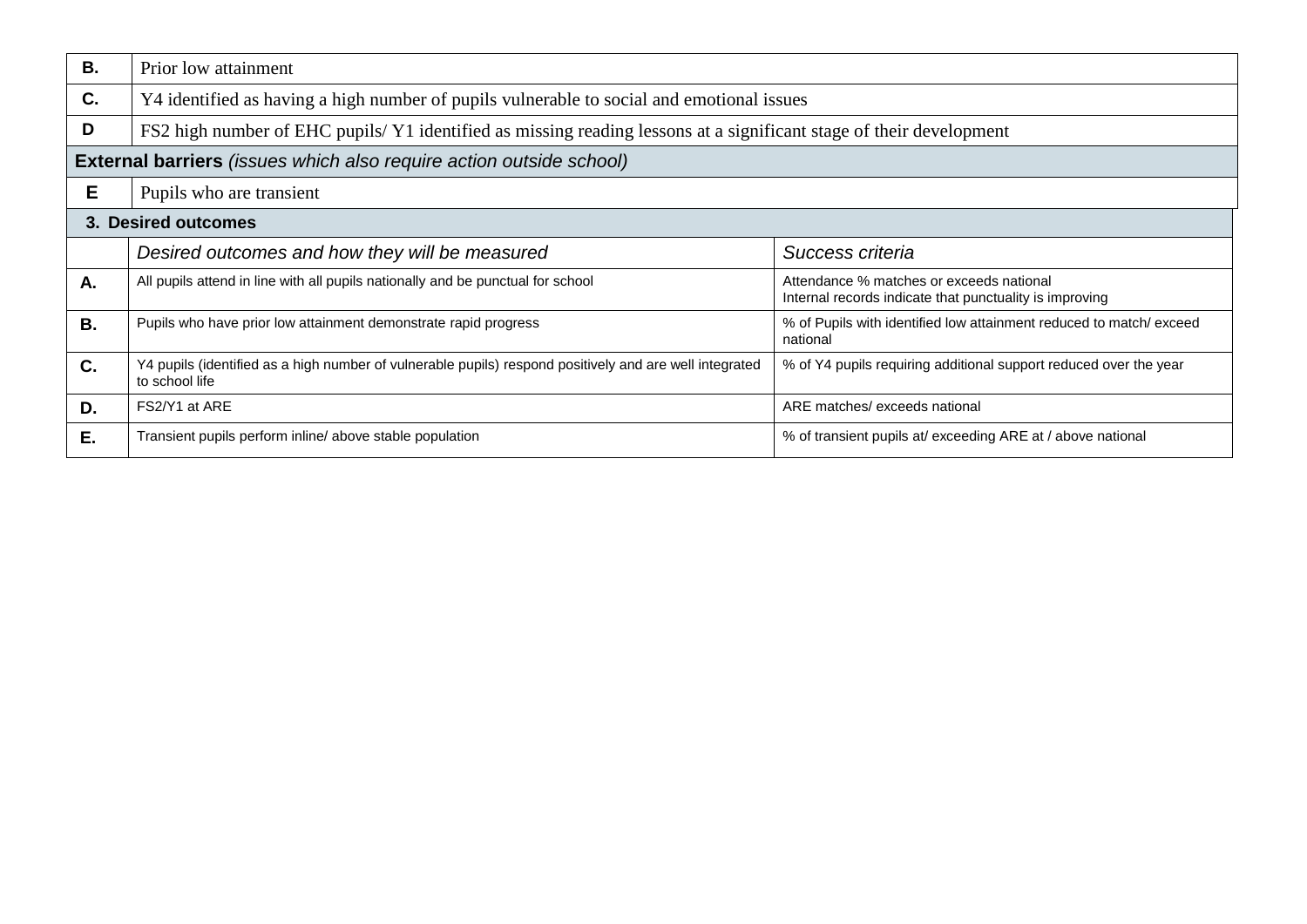| | |
|---|---|
| **B.** | Prior low attainment |
| **C.** | Y4 identified as having a high number of pupils vulnerable to social and emotional issues |
| **D** | FS2 high number of EHC pupils/ Y1 identified as missing reading lessons at a significant stage of their development |
| **External barriers** *(issues which also require action outside school)* | |
| **E** | Pupils who are transient |

| **3. Desired outcomes** | | |
|---|---|---|
| | *Desired outcomes and how they will be measured* | *Success criteria* |
| **A.** | All pupils attend in line with all pupils nationally and be punctual for school | Attendance % matches or exceeds national<br>Internal records indicate that punctuality is improving |
| **B.** | Pupils who have prior low attainment demonstrate rapid progress | % of Pupils with identified low attainment reduced to match/ exceed national |
| **C.** | Y4 pupils (identified as a high number of vulnerable pupils) respond positively and are well integrated to school life | % of Y4 pupils requiring additional support reduced over the year |
| **D.** | FS2/Y1 at ARE | ARE matches/ exceeds national |
| **E.** | Transient pupils perform inline/ above stable population | % of transient pupils at/ exceeding ARE at / above national |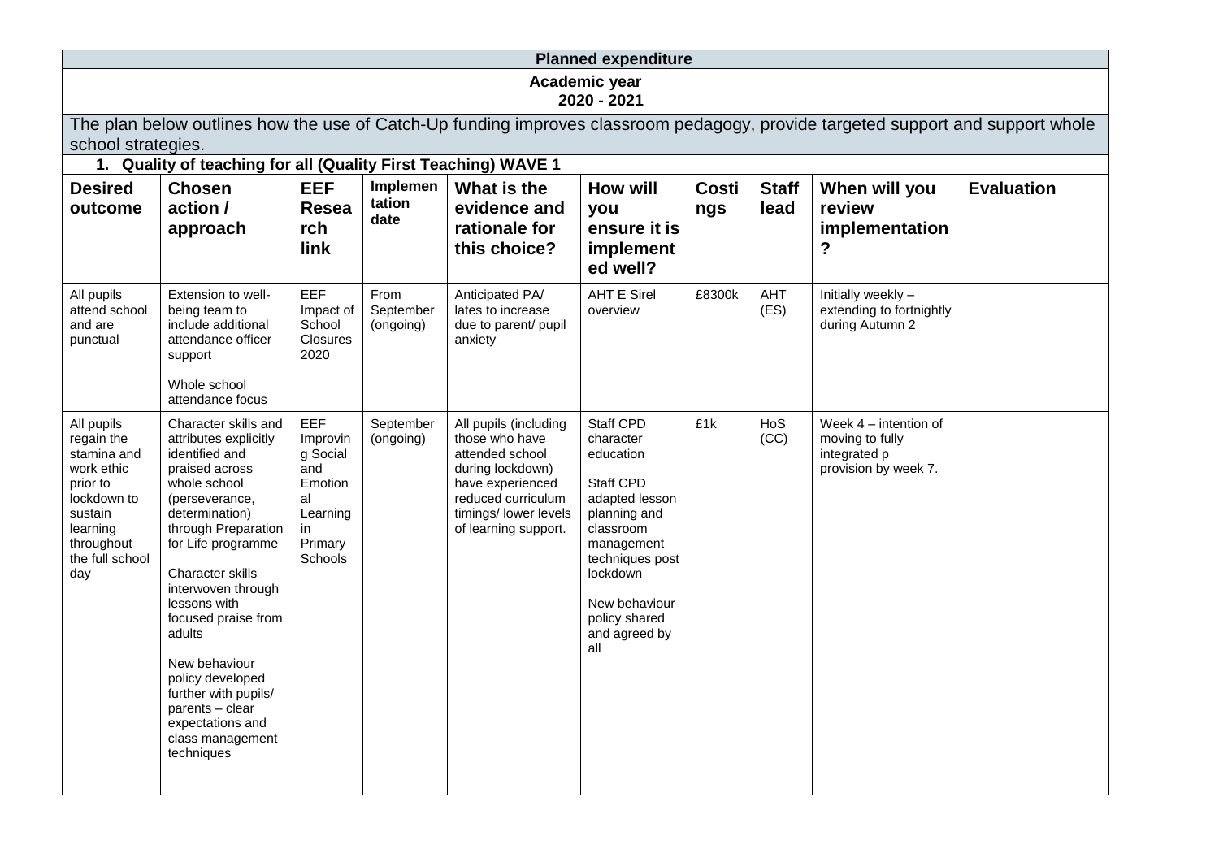**Planned expenditure**

**Academic year**
**2020 - 2021**

The plan below outlines how the use of Catch-Up funding improves classroom pedagogy, provide targeted support and support whole school strategies.

**1. Quality of teaching for all (Quality First Teaching) WAVE 1**

| Desired outcome | Chosen action / approach | EEF Research link | Implementation date | What is the evidence and rationale for this choice? | How will you ensure it is implemented well? | Costings | Staff lead | When will you review implementation? | Evaluation |
|---|---|---|---|---|---|---|---|---|---|
| All pupils attend school and are punctual | Extension to well-being team to include additional attendance officer support<br><br>Whole school attendance focus | EEF Impact of School Closures 2020 | From September (ongoing) | Anticipated PA/ lates to increase due to parent/ pupil anxiety | AHT E Sirel overview | £8300k | AHT (ES) | Initially weekly – extending to fortnightly during Autumn 2 | |
| All pupils regain the stamina and work ethic prior to lockdown to sustain learning throughout the full school day | Character skills and attributes explicitly identified and praised across whole school (perseverance, determination) through Preparation for Life programme<br><br>Character skills interwoven through lessons with focused praise from adults<br><br>New behaviour policy developed further with pupils/ parents – clear expectations and class management techniques | EEF Improving Social and Emotional Learning in Primary Schools | September (ongoing) | All pupils (including those who have attended school during lockdown) have experienced reduced curriculum timings/ lower levels of learning support. | Staff CPD character education<br><br>Staff CPD adapted lesson planning and classroom management techniques post lockdown<br><br>New behaviour policy shared and agreed by all | £1k | HoS (CC) | Week 4 – intention of moving to fully integrated p provision by week 7. | |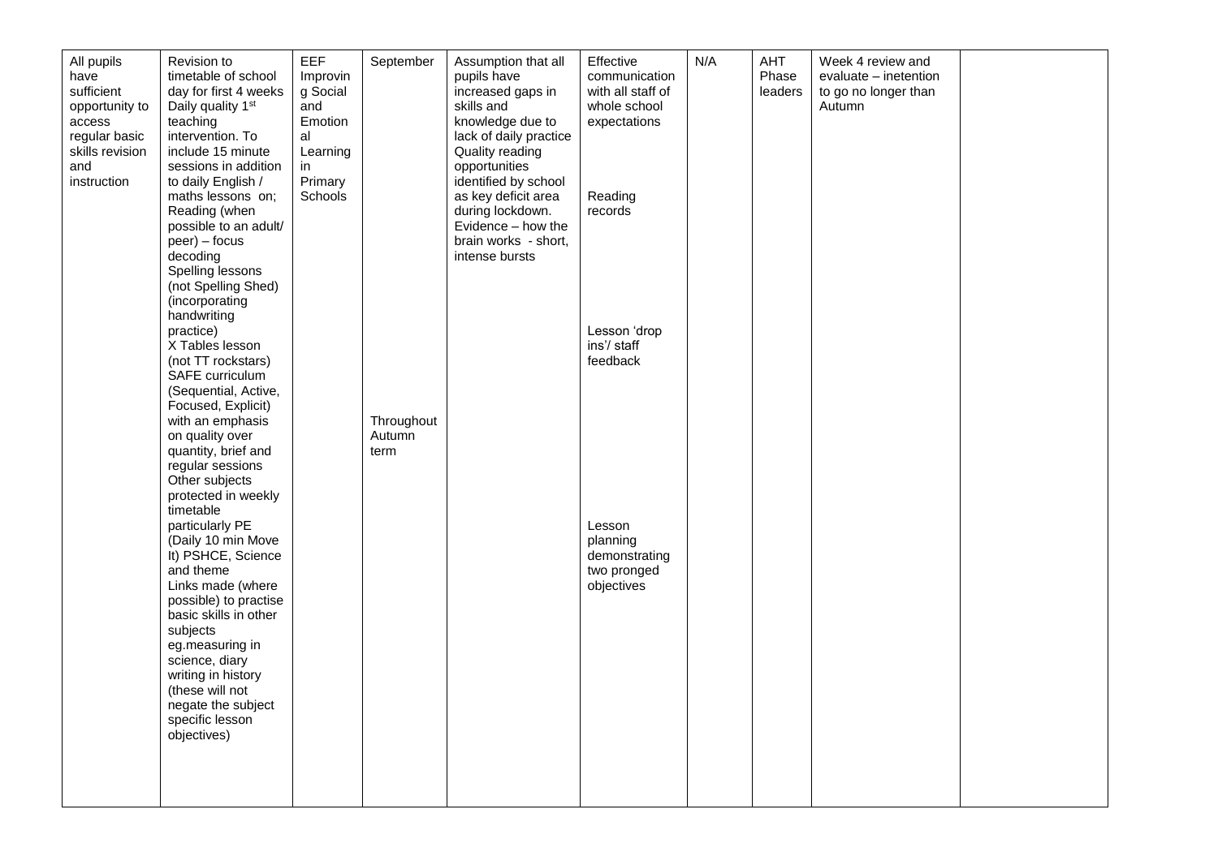| All pupils have sufficient opportunity to access regular basic skills revision and instruction | Revision to timetable of school day for first 4 weeks Daily quality 1st teaching intervention. To include 15 minute sessions in addition to daily English / maths lessons on; Reading (when possible to an adult/ peer) – focus decoding Spelling lessons (not Spelling Shed) (incorporating handwriting practice) X Tables lesson (not TT rockstars) SAFE curriculum (Sequential, Active, Focused, Explicit) with an emphasis on quality over quantity, brief and regular sessions Other subjects protected in weekly timetable particularly PE (Daily 10 min Move It) PSHCE, Science and theme Links made (where possible) to practise basic skills in other subjects eg.measuring in science, diary writing in history (these will not negate the subject specific lesson objectives) | EEF Improving Social and Emotional Learning in Primary Schools | September<br><br>Throughout Autumn term | Assumption that all pupils have increased gaps in skills and knowledge due to lack of daily practice Quality reading opportunities identified by school as key deficit area during lockdown. Evidence – how the brain works - short, intense bursts | Effective communication with all staff of whole school expectations<br><br>Reading records<br><br>Lesson 'drop ins'/ staff feedback<br><br>Lesson planning demonstrating two pronged objectives | N/A | AHT Phase leaders | Week 4 review and evaluate – inetention to go no longer than Autumn | |
|---|---|---|---|---|---|---|---|---|---|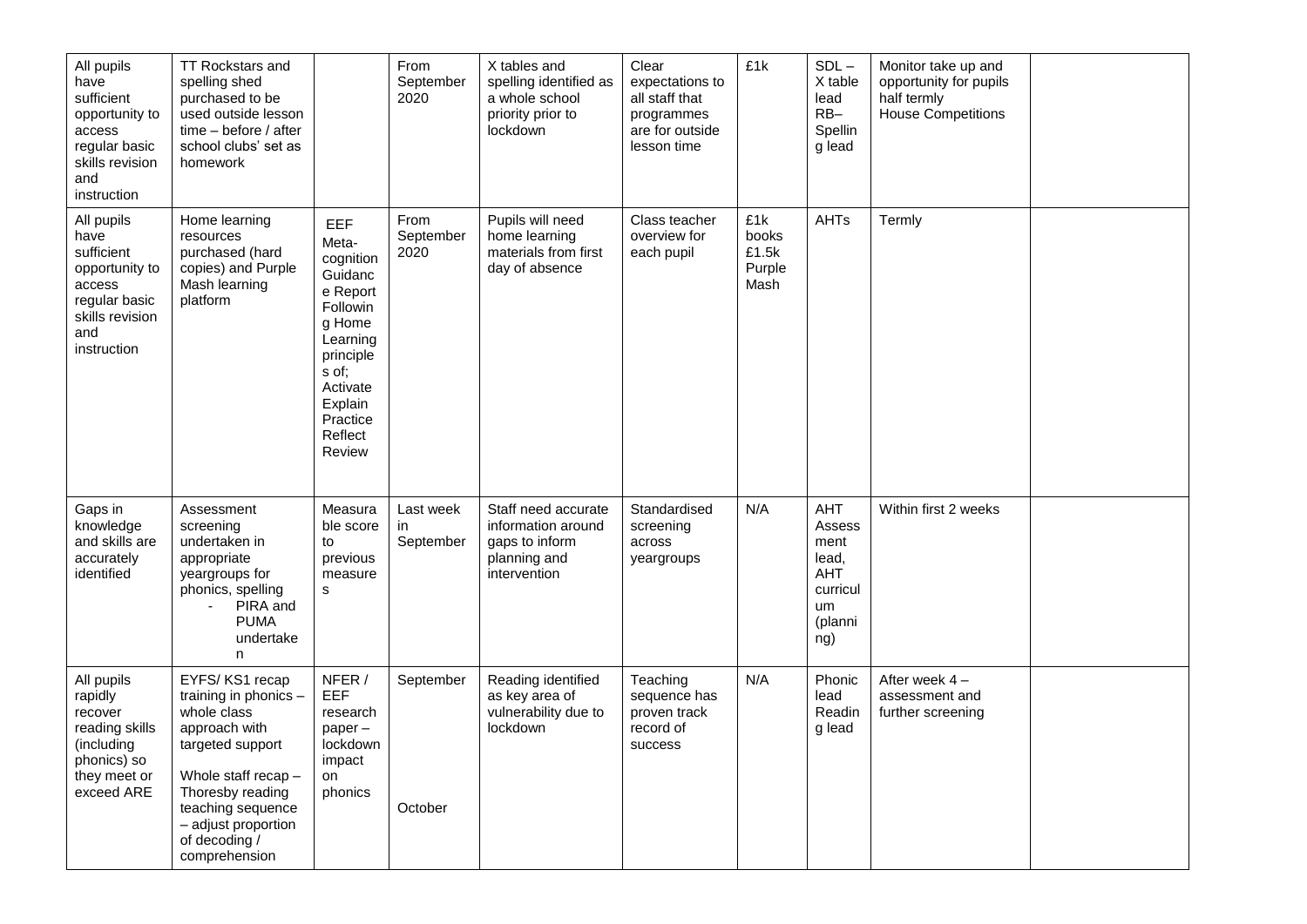| All pupils have sufficient opportunity to access regular basic skills revision and instruction | TT Rockstars and spelling shed purchased to be used outside lesson time – before / after school clubs' set as homework | | From September 2020 | X tables and spelling identified as a whole school priority prior to lockdown | Clear expectations to all staff that programmes are for outside lesson time | £1k | SDL – X table lead RB– Spelling lead | Monitor take up and opportunity for pupils half termly House Competitions | |
|---|---|---|---|---|---|---|---|---|---|
| All pupils have sufficient opportunity to access regular basic skills revision and instruction | Home learning resources purchased (hard copies) and Purple Mash learning platform | EEF Meta-cognition Guidance Report Following Home Learning principles of; Activate Explain Practice Reflect Review | From September 2020 | Pupils will need home learning materials from first day of absence | Class teacher overview for each pupil | £1k books £1.5k Purple Mash | AHTs | Termly | |
| Gaps in knowledge and skills are accurately identified | Assessment screening undertaken in appropriate yeargroups for phonics, spelling<br>- PIRA and PUMA undertaken | Measurable score to previous measures | Last week in September | Staff need accurate information around gaps to inform planning and intervention | Standardised screening across yeargroups | N/A | AHT Assessment lead, AHT curriculum (planning) | Within first 2 weeks | |
| All pupils rapidly recover reading skills (including phonics) so they meet or exceed ARE | EYFS/ KS1 recap training in phonics – whole class approach with targeted support<br><br>Whole staff recap – Thoresby reading teaching sequence – adjust proportion of decoding / comprehension | NFER / EEF research paper – lockdown impact on phonics | September<br><br><br><br>October | Reading identified as key area of vulnerability due to lockdown | Teaching sequence has proven track record of success | N/A | Phonic lead Reading lead | After week 4 – assessment and further screening | |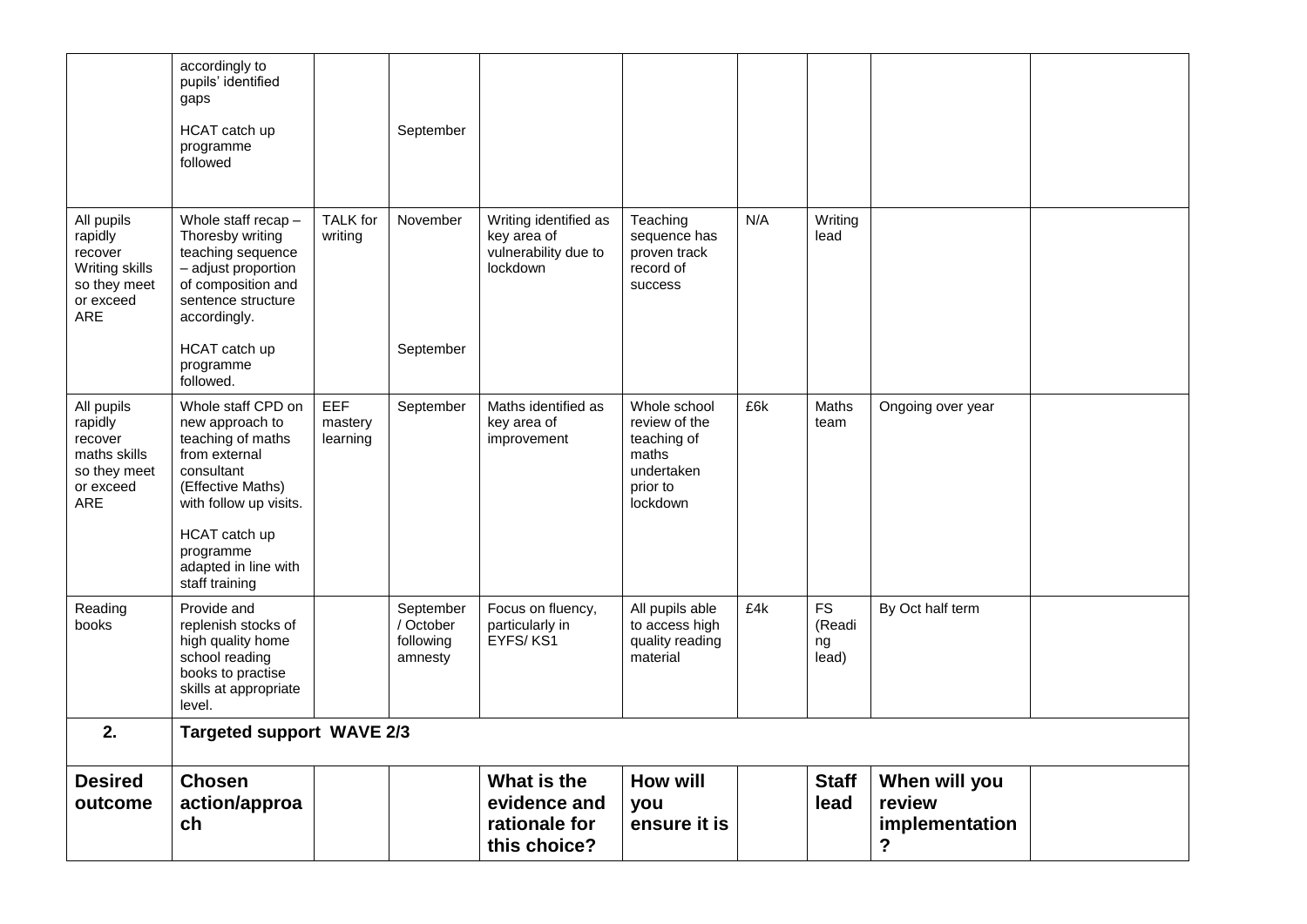| | | | | | | | | | |
|---|---|---|---|---|---|---|---|---|---|
| | accordingly to pupils' identified gaps<br><br>HCAT catch up programme followed | | September | | | | | | |
| All pupils rapidly recover Writing skills so they meet or exceed ARE | Whole staff recap – Thoresby writing teaching sequence – adjust proportion of composition and sentence structure accordingly.<br><br>HCAT catch up programme followed. | TALK for writing | November<br><br>September | Writing identified as key area of vulnerability due to lockdown | Teaching sequence has proven track record of success | N/A | Writing lead | | |
| All pupils rapidly recover maths skills so they meet or exceed ARE | Whole staff CPD on new approach to teaching of maths from external consultant (Effective Maths) with follow up visits.<br><br>HCAT catch up programme adapted in line with staff training | EEF mastery learning | September | Maths identified as key area of improvement | Whole school review of the teaching of maths undertaken prior to lockdown | £6k | Maths team | Ongoing over year | |
| Reading books | Provide and replenish stocks of high quality home school reading books to practise skills at appropriate level. | | September / October following amnesty | Focus on fluency, particularly in EYFS/ KS1 | All pupils able to access high quality reading material | £4k | FS (Reading lead) | By Oct half term | |
| **2.** | **Targeted support WAVE 2/3** | | | | | | | | |
| **Desired outcome** | **Chosen action/approach** | | | **What is the evidence and rationale for this choice?** | **How will you ensure it is** | | **Staff lead** | **When will you review implementation?** | |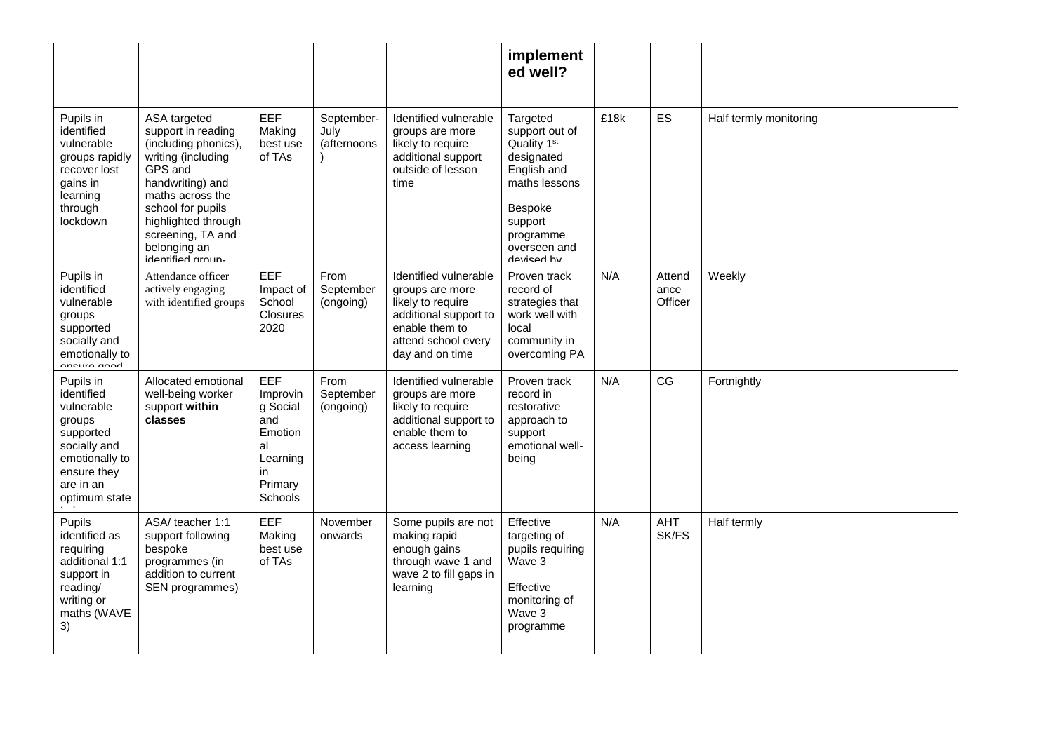|  |  |  |  |  | implemented well? |  |  |  |  |
|---|---|---|---|---|---|---|---|---|---|
| Pupils in identified vulnerable groups rapidly recover lost gains in learning through lockdown | ASA targeted support in reading (including phonics), writing (including GPS and handwriting) and maths across the school for pupils highlighted through screening, TA and belonging an identified group- | EEF Making best use of TAs | September-July (afternoons) | Identified vulnerable groups are more likely to require additional support outside of lesson time | Targeted support out of Quality 1st designated English and maths lessons<br><br>Bespoke support programme overseen and devised by | £18k | ES | Half termly monitoring |  |
| Pupils in identified vulnerable groups supported socially and emotionally to ensure good | Attendance officer actively engaging with identified groups | EEF Impact of School Closures 2020 | From September (ongoing) | Identified vulnerable groups are more likely to require additional support to enable them to attend school every day and on time | Proven track record of strategies that work well with local community in overcoming PA | N/A | Attendance Officer | Weekly |  |
| Pupils in identified vulnerable groups supported socially and emotionally to ensure they are in an optimum state to learn | Allocated emotional well-being worker support **within classes** | EEF Improving Social and Emotional Learning in Primary Schools | From September (ongoing) | Identified vulnerable groups are more likely to require additional support to enable them to access learning | Proven track record in restorative approach to support emotional well-being | N/A | CG | Fortnightly |  |
| Pupils identified as requiring additional 1:1 support in reading/ writing or maths (WAVE 3) | ASA/ teacher 1:1 support following bespoke programmes (in addition to current SEN programmes) | EEF Making best use of TAs | November onwards | Some pupils are not making rapid enough gains through wave 1 and wave 2 to fill gaps in learning | Effective targeting of pupils requiring Wave 3<br><br>Effective monitoring of Wave 3 programme | N/A | AHT SK/FS | Half termly |  |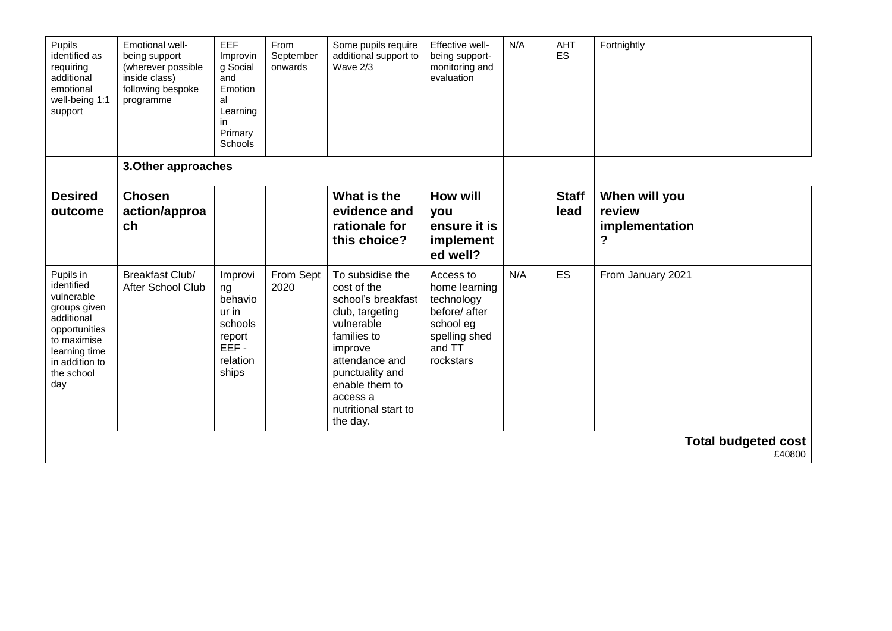| | | | | | | | | | |
|---|---|---|---|---|---|---|---|---|---|
| Pupils identified as requiring additional emotional well-being 1:1 support | Emotional well-being support (wherever possible inside class) following bespoke programme | EEF Improving Social and Emotional Learning in Primary Schools | From September onwards | Some pupils require additional support to Wave 2/3 | Effective well-being support-monitoring and evaluation | N/A | AHT ES | Fortnightly | |
| | **3.Other approaches** | | | | | | | | |
| **Desired outcome** | **Chosen action/approach** | | | **What is the evidence and rationale for this choice?** | **How will you ensure it is implemented well?** | | **Staff lead** | **When will you review implementation?** | |
| Pupils in identified vulnerable groups given additional opportunities to maximise learning time in addition to the school day | Breakfast Club/ After School Club | Improving behaviour in schools report EEF - relationships | From Sept 2020 | To subsidise the cost of the school's breakfast club, targeting vulnerable families to improve attendance and punctuality and enable them to access a nutritional start to the day. | Access to home learning technology before/ after school eg spelling shed and TT rockstars | N/A | ES | From January 2021 | |
| | | | | | | | | | **Total budgeted cost** £40800 |